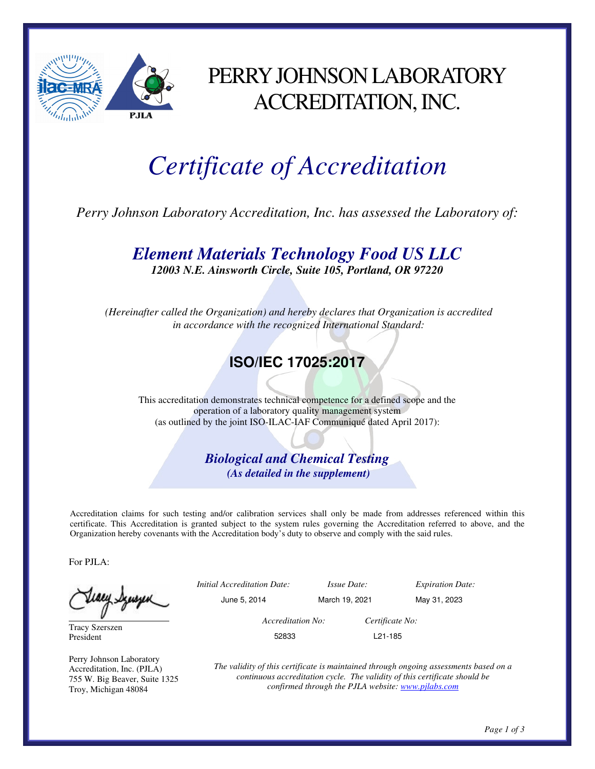# PERRY JOHNSON LABORATORY ACCREDITATION, INC.

# *Certificate of Accreditation*

*Perry Johnson Laboratory Accreditation, Inc. has assessed the Laboratory of:*

## ***Element Materials Technology Food US LLC***

***12003 N.E. Ainsworth Circle, Suite 105, Portland, OR 97220***

*(Hereinafter called the Organization) and hereby declares that Organization is accredited in accordance with the recognized International Standard:*

## **ISO/IEC 17025:2017**

This accreditation demonstrates technical competence for a defined scope and the operation of a laboratory quality management system (as outlined by the joint ISO-ILAC-IAF Communiqué dated April 2017):

***Biological and Chemical Testing***

***(As detailed in the supplement)***

Accreditation claims for such testing and/or calibration services shall only be made from addresses referenced within this certificate. This Accreditation is granted subject to the system rules governing the Accreditation referred to above, and the Organization hereby covenants with the Accreditation body's duty to observe and comply with the said rules.

For PJLA:

Tracy Szerszen
President

Perry Johnson Laboratory Accreditation, Inc. (PJLA)
755 W. Big Beaver, Suite 1325
Troy, Michigan 48084

| *Initial Accreditation Date:* | *Issue Date:* | *Expiration Date:* |
|---|---|---|
| June 5, 2014 | March 19, 2021 | May 31, 2023 |

| *Accreditation No:* | *Certificate No:* |
|---|---|
| 52833 | L21-185 |

*The validity of this certificate is maintained through ongoing assessments based on a continuous accreditation cycle. The validity of this certificate should be confirmed through the PJLA website: www.pjlabs.com*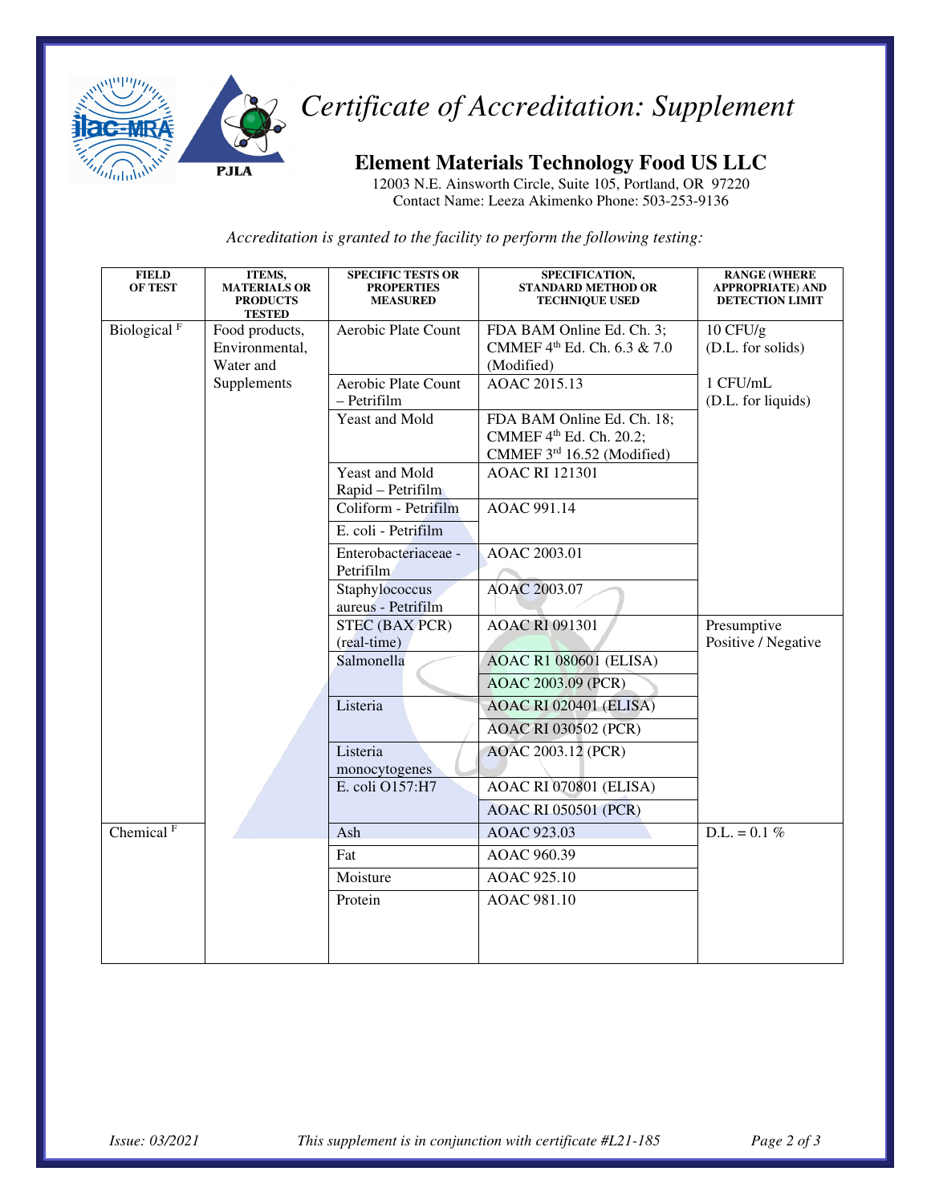# *Certificate of Accreditation: Supplement*

## Element Materials Technology Food US LLC

12003 N.E. Ainsworth Circle, Suite 105, Portland, OR 97220
Contact Name: Leeza Akimenko Phone: 503-253-9136

*Accreditation is granted to the facility to perform the following testing:*

| FIELD OF TEST | ITEMS, MATERIALS OR PRODUCTS TESTED | SPECIFIC TESTS OR PROPERTIES MEASURED | SPECIFICATION, STANDARD METHOD OR TECHNIQUE USED | RANGE (WHERE APPROPRIATE) AND DETECTION LIMIT |
|---|---|---|---|---|
| Biological [F] | Food products, Environmental, Water and Supplements | Aerobic Plate Count | FDA BAM Online Ed. Ch. 3; CMMEF 4th Ed. Ch. 6.3 & 7.0 (Modified) | 10 CFU/g (D.L. for solids) |
| | | Aerobic Plate Count – Petrifilm | AOAC 2015.13 | 1 CFU/mL (D.L. for liquids) |
| | | Yeast and Mold | FDA BAM Online Ed. Ch. 18; CMMEF 4th Ed. Ch. 20.2; CMMEF 3rd 16.52 (Modified) | |
| | | Yeast and Mold Rapid – Petrifilm | AOAC RI 121301 | |
| | | Coliform - Petrifilm | AOAC 991.14 | |
| | | E. coli - Petrifilm | | |
| | | Enterobacteriaceae - Petrifilm | AOAC 2003.01 | |
| | | Staphylococcus aureus - Petrifilm | AOAC 2003.07 | |
| | | STEC (BAX PCR) (real-time) | AOAC RI 091301 | Presumptive Positive / Negative |
| | | Salmonella | AOAC R1 080601 (ELISA) | |
| | | | AOAC 2003.09 (PCR) | |
| | | Listeria | AOAC RI 020401 (ELISA) | |
| | | | AOAC RI 030502 (PCR) | |
| | | Listeria monocytogenes | AOAC 2003.12 (PCR) | |
| | | E. coli O157:H7 | AOAC RI 070801 (ELISA) | |
| | | | AOAC RI 050501 (PCR) | |
| Chemical [F] | | Ash | AOAC 923.03 | D.L. = 0.1 % |
| | | Fat | AOAC 960.39 | |
| | | Moisture | AOAC 925.10 | |
| | | Protein | AOAC 981.10 | |

*Issue: 03/2021* *This supplement is in conjunction with certificate #L21-185*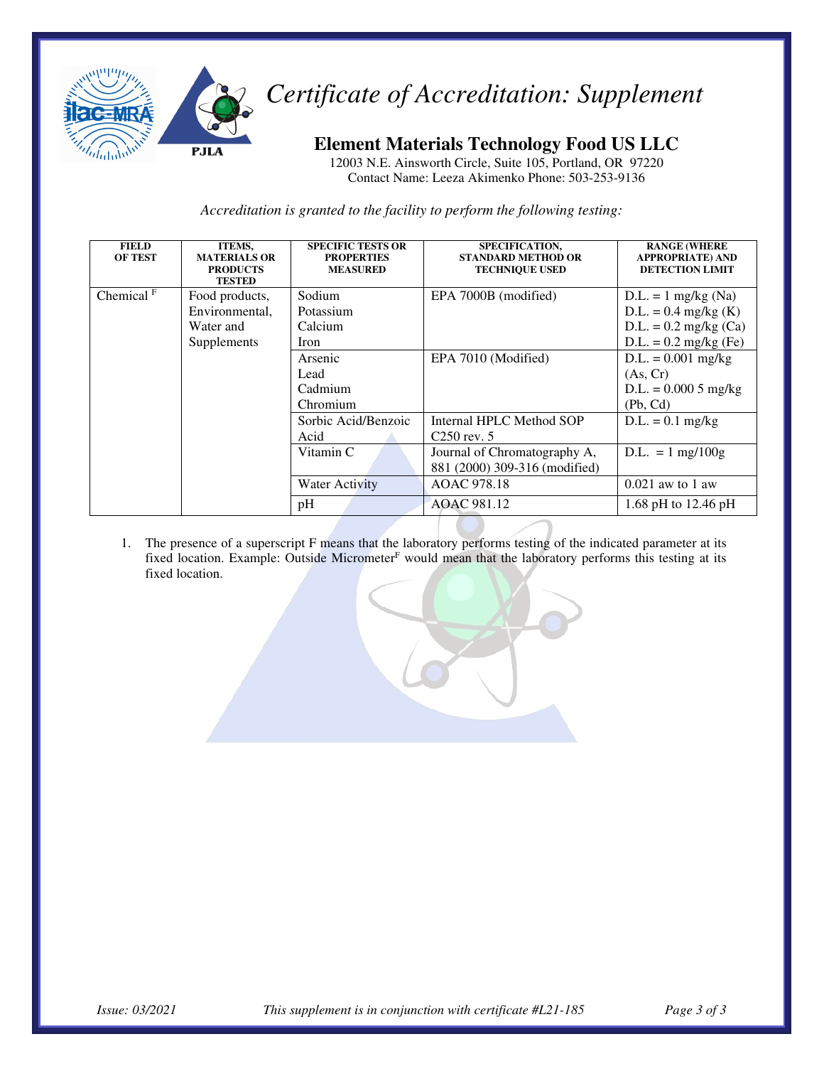# *Certificate of Accreditation: Supplement*

## Element Materials Technology Food US LLC

12003 N.E. Ainsworth Circle, Suite 105, Portland, OR 97220
Contact Name: Leeza Akimenko Phone: 503-253-9136

*Accreditation is granted to the facility to perform the following testing:*

| FIELD OF TEST | ITEMS, MATERIALS OR PRODUCTS TESTED | SPECIFIC TESTS OR PROPERTIES MEASURED | SPECIFICATION, STANDARD METHOD OR TECHNIQUE USED | RANGE (WHERE APPROPRIATE) AND DETECTION LIMIT |
|---|---|---|---|---|
| Chemical [F] | Food products, Environmental, Water and Supplements | Sodium<br>Potassium<br>Calcium<br>Iron | EPA 7000B (modified) | D.L. = 1 mg/kg (Na)<br>D.L. = 0.4 mg/kg (K)<br>D.L. = 0.2 mg/kg (Ca)<br>D.L. = 0.2 mg/kg (Fe) |
| | | Arsenic<br>Lead<br>Cadmium<br>Chromium | EPA 7010 (Modified) | D.L. = 0.001 mg/kg (As, Cr)<br>D.L. = 0.000 5 mg/kg (Pb, Cd) |
| | | Sorbic Acid/Benzoic Acid | Internal HPLC Method SOP C250 rev. 5 | D.L. = 0.1 mg/kg |
| | | Vitamin C | Journal of Chromatography A, 881 (2000) 309-316 (modified) | D.L. = 1 mg/100g |
| | | Water Activity | AOAC 978.18 | 0.021 aw to 1 aw |
| | | pH | AOAC 981.12 | 1.68 pH to 12.46 pH |

1. The presence of a superscript F means that the laboratory performs testing of the indicated parameter at its fixed location. Example: Outside Micrometer[F] would mean that the laboratory performs this testing at its fixed location.

*Issue: 03/2021* *This supplement is in conjunction with certificate #L21-185*